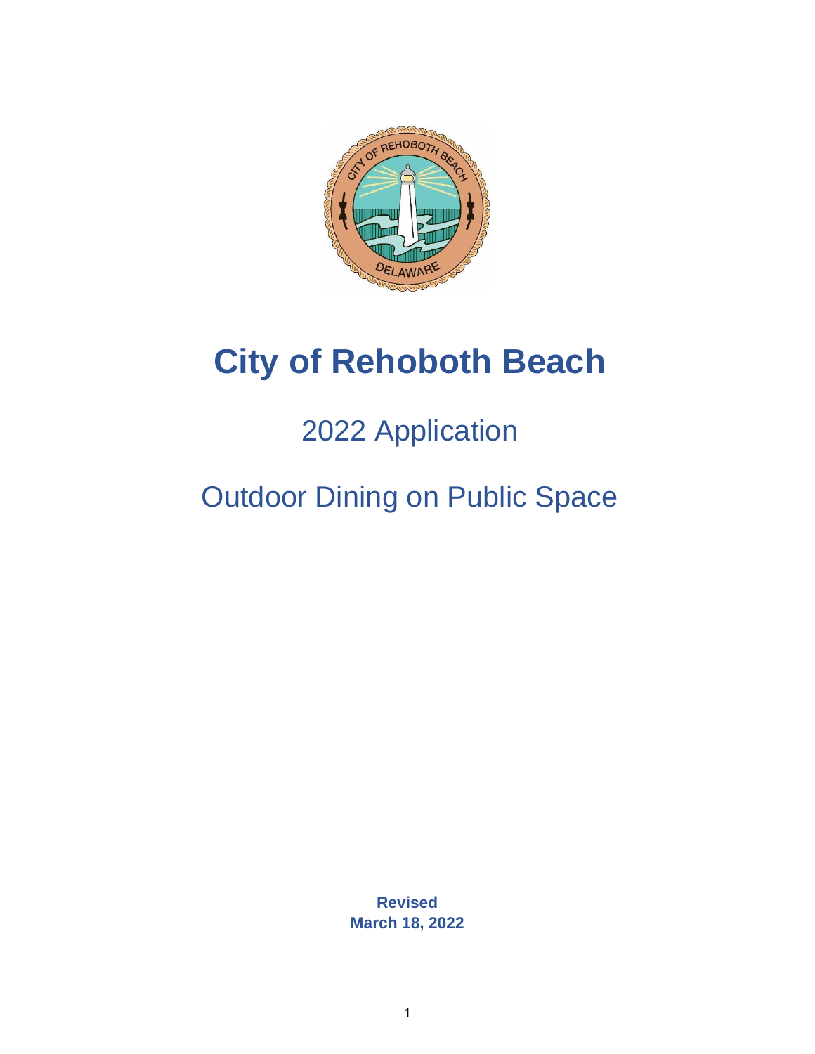# City of Rehoboth Beach

## 2022 Application

## Outdoor Dining on Public Space

**Revised**
**March 18, 2022**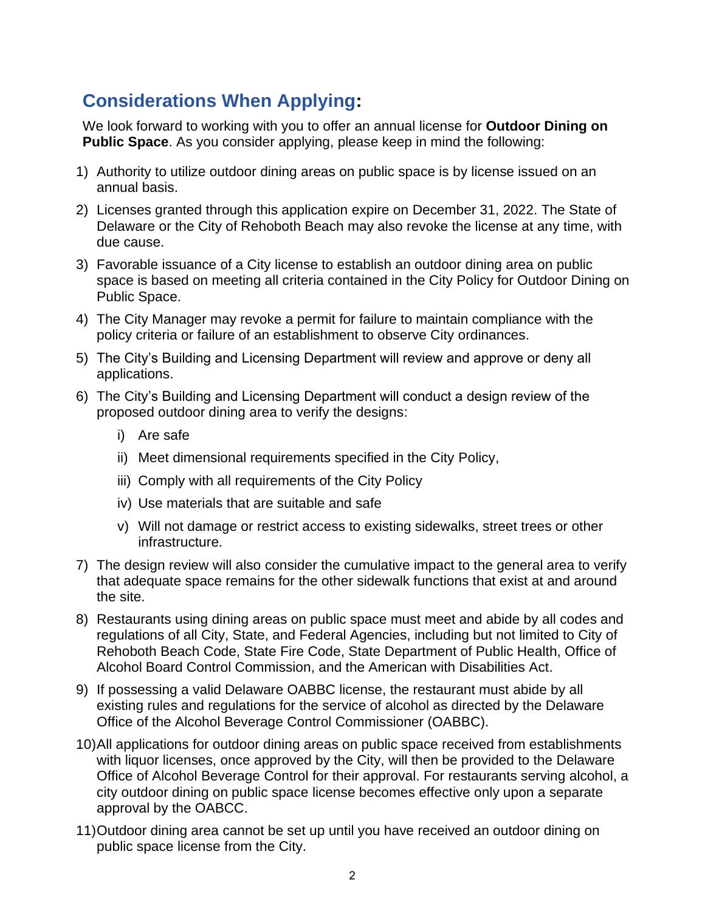## Considerations When Applying:

We look forward to working with you to offer an annual license for **Outdoor Dining on Public Space**. As you consider applying, please keep in mind the following:

1) Authority to utilize outdoor dining areas on public space is by license issued on an annual basis.
2) Licenses granted through this application expire on December 31, 2022. The State of Delaware or the City of Rehoboth Beach may also revoke the license at any time, with due cause.
3) Favorable issuance of a City license to establish an outdoor dining area on public space is based on meeting all criteria contained in the City Policy for Outdoor Dining on Public Space.
4) The City Manager may revoke a permit for failure to maintain compliance with the policy criteria or failure of an establishment to observe City ordinances.
5) The City's Building and Licensing Department will review and approve or deny all applications.
6) The City's Building and Licensing Department will conduct a design review of the proposed outdoor dining area to verify the designs:
    i) Are safe
    ii) Meet dimensional requirements specified in the City Policy,
    iii) Comply with all requirements of the City Policy
    iv) Use materials that are suitable and safe
    v) Will not damage or restrict access to existing sidewalks, street trees or other infrastructure.
7) The design review will also consider the cumulative impact to the general area to verify that adequate space remains for the other sidewalk functions that exist at and around the site.
8) Restaurants using dining areas on public space must meet and abide by all codes and regulations of all City, State, and Federal Agencies, including but not limited to City of Rehoboth Beach Code, State Fire Code, State Department of Public Health, Office of Alcohol Board Control Commission, and the American with Disabilities Act.
9) If possessing a valid Delaware OABBC license, the restaurant must abide by all existing rules and regulations for the service of alcohol as directed by the Delaware Office of the Alcohol Beverage Control Commissioner (OABBC).
10) All applications for outdoor dining areas on public space received from establishments with liquor licenses, once approved by the City, will then be provided to the Delaware Office of Alcohol Beverage Control for their approval. For restaurants serving alcohol, a city outdoor dining on public space license becomes effective only upon a separate approval by the OABCC.
11) Outdoor dining area cannot be set up until you have received an outdoor dining on public space license from the City.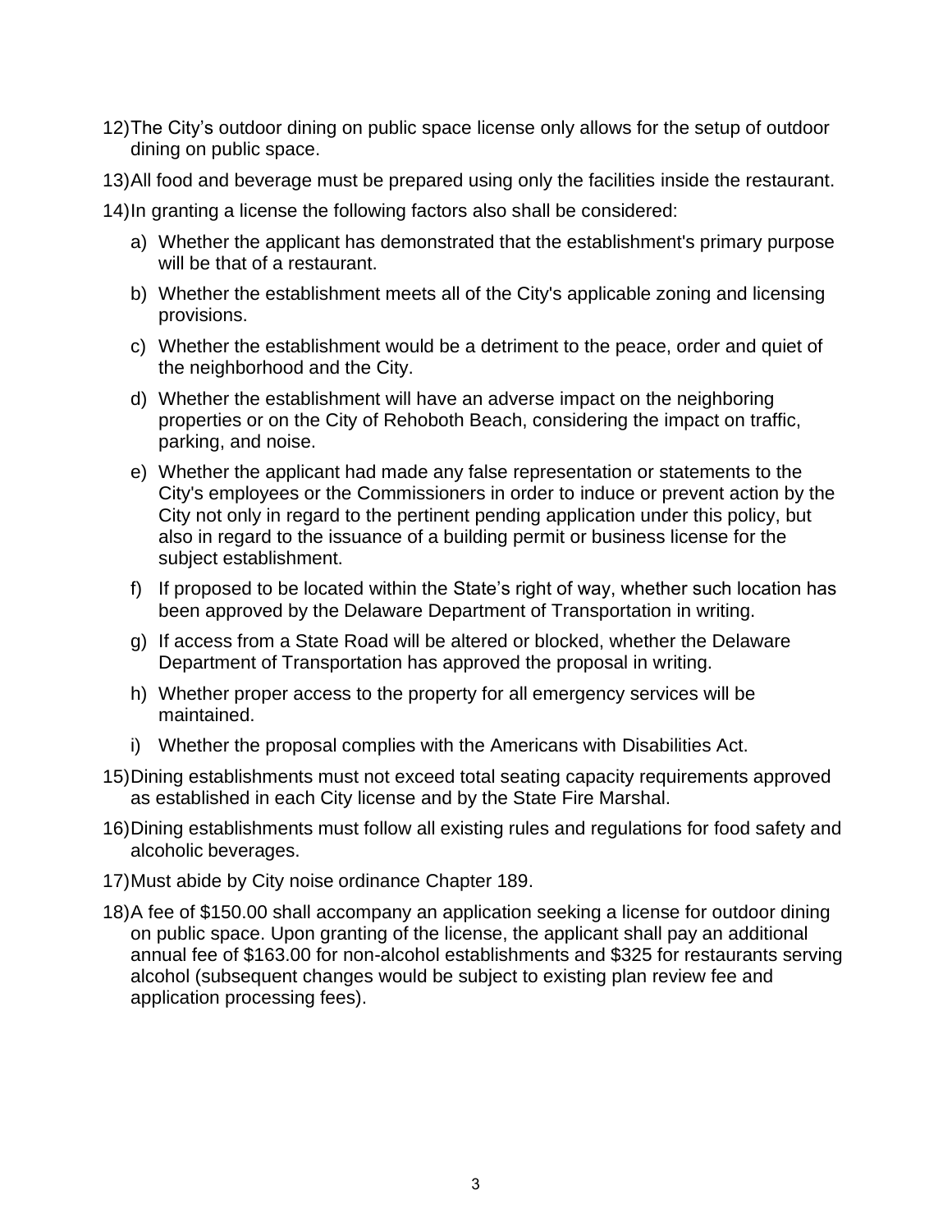12) The City's outdoor dining on public space license only allows for the setup of outdoor dining on public space.

13) All food and beverage must be prepared using only the facilities inside the restaurant.

14) In granting a license the following factors also shall be considered:

   a) Whether the applicant has demonstrated that the establishment's primary purpose will be that of a restaurant.

   b) Whether the establishment meets all of the City's applicable zoning and licensing provisions.

   c) Whether the establishment would be a detriment to the peace, order and quiet of the neighborhood and the City.

   d) Whether the establishment will have an adverse impact on the neighboring properties or on the City of Rehoboth Beach, considering the impact on traffic, parking, and noise.

   e) Whether the applicant had made any false representation or statements to the City's employees or the Commissioners in order to induce or prevent action by the City not only in regard to the pertinent pending application under this policy, but also in regard to the issuance of a building permit or business license for the subject establishment.

   f) If proposed to be located within the State's right of way, whether such location has been approved by the Delaware Department of Transportation in writing.

   g) If access from a State Road will be altered or blocked, whether the Delaware Department of Transportation has approved the proposal in writing.

   h) Whether proper access to the property for all emergency services will be maintained.

   i) Whether the proposal complies with the Americans with Disabilities Act.

15) Dining establishments must not exceed total seating capacity requirements approved as established in each City license and by the State Fire Marshal.

16) Dining establishments must follow all existing rules and regulations for food safety and alcoholic beverages.

17) Must abide by City noise ordinance Chapter 189.

18) A fee of $150.00 shall accompany an application seeking a license for outdoor dining on public space. Upon granting of the license, the applicant shall pay an additional annual fee of $163.00 for non-alcohol establishments and $325 for restaurants serving alcohol (subsequent changes would be subject to existing plan review fee and application processing fees).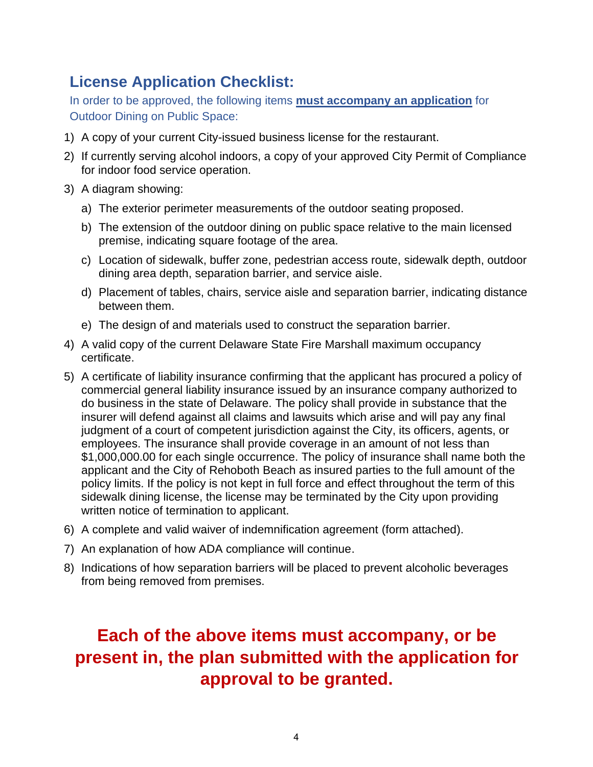## License Application Checklist:

In order to be approved, the following items **must accompany an application** for Outdoor Dining on Public Space:

1) A copy of your current City-issued business license for the restaurant.
2) If currently serving alcohol indoors, a copy of your approved City Permit of Compliance for indoor food service operation.
3) A diagram showing:
   a) The exterior perimeter measurements of the outdoor seating proposed.
   b) The extension of the outdoor dining on public space relative to the main licensed premise, indicating square footage of the area.
   c) Location of sidewalk, buffer zone, pedestrian access route, sidewalk depth, outdoor dining area depth, separation barrier, and service aisle.
   d) Placement of tables, chairs, service aisle and separation barrier, indicating distance between them.
   e) The design of and materials used to construct the separation barrier.
4) A valid copy of the current Delaware State Fire Marshall maximum occupancy certificate.
5) A certificate of liability insurance confirming that the applicant has procured a policy of commercial general liability insurance issued by an insurance company authorized to do business in the state of Delaware. The policy shall provide in substance that the insurer will defend against all claims and lawsuits which arise and will pay any final judgment of a court of competent jurisdiction against the City, its officers, agents, or employees. The insurance shall provide coverage in an amount of not less than $1,000,000.00 for each single occurrence. The policy of insurance shall name both the applicant and the City of Rehoboth Beach as insured parties to the full amount of the policy limits. If the policy is not kept in full force and effect throughout the term of this sidewalk dining license, the license may be terminated by the City upon providing written notice of termination to applicant.
6) A complete and valid waiver of indemnification agreement (form attached).
7) An explanation of how ADA compliance will continue.
8) Indications of how separation barriers will be placed to prevent alcoholic beverages from being removed from premises.

**Each of the above items must accompany, or be present in, the plan submitted with the application for approval to be granted.**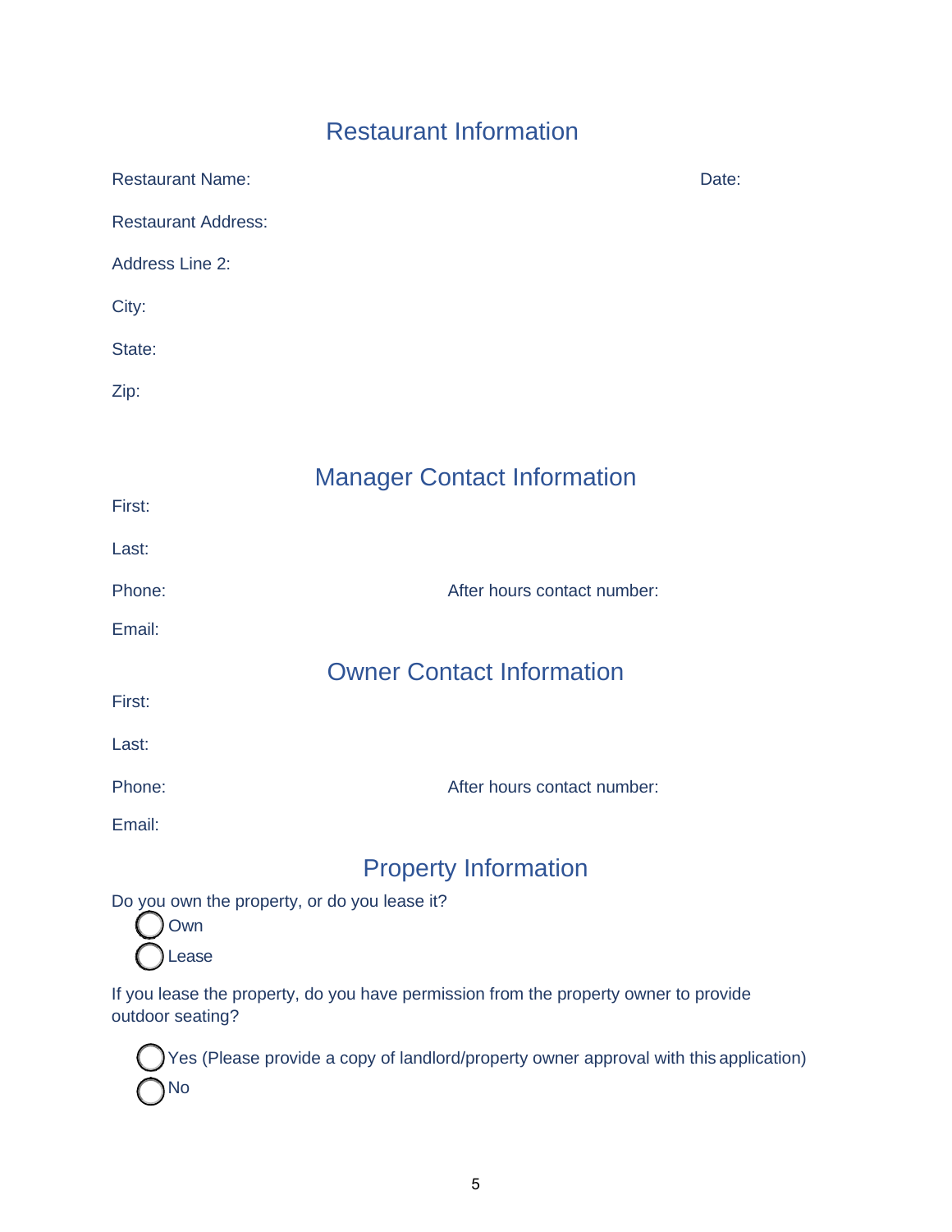## Restaurant Information

Restaurant Name: Date:

Restaurant Address:

Address Line 2:

City:

State:

Zip:

## Manager Contact Information

First:

Last:

Phone: After hours contact number:

Email:

## Owner Contact Information

First:

Last:

Phone: After hours contact number:

Email:

## Property Information

Do you own the property, or do you lease it?

- ◯ Own
- ◯ Lease

If you lease the property, do you have permission from the property owner to provide outdoor seating?

- ◯ Yes (Please provide a copy of landlord/property owner approval with this application)
- ◯ No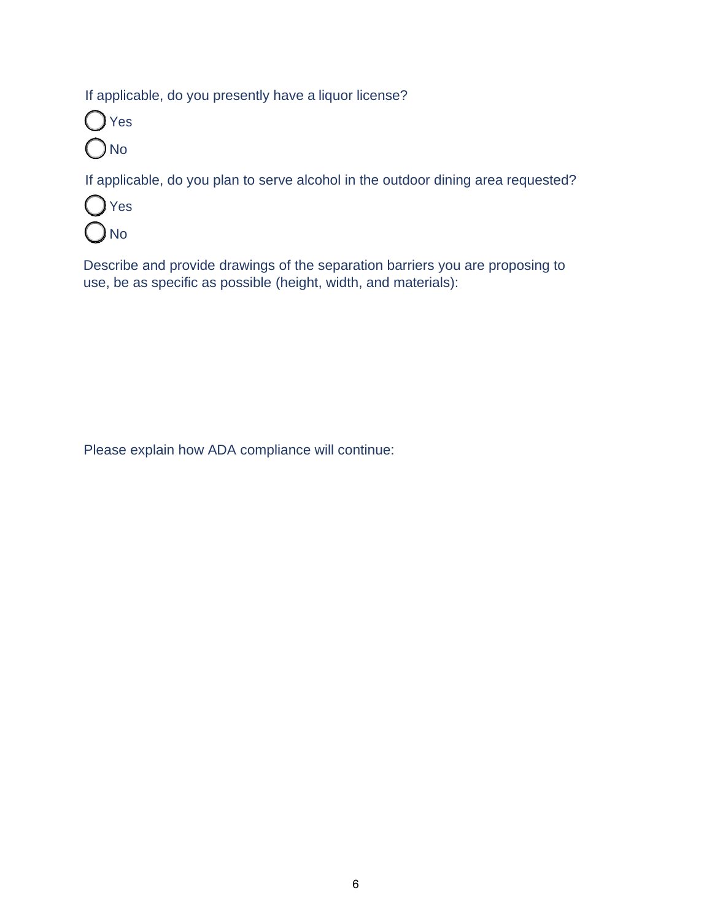If applicable, do you presently have a liquor license?

- ◯ Yes
- ◯ No

If applicable, do you plan to serve alcohol in the outdoor dining area requested?

- ◯ Yes
- ◯ No

Describe and provide drawings of the separation barriers you are proposing to use, be as specific as possible (height, width, and materials):

Please explain how ADA compliance will continue: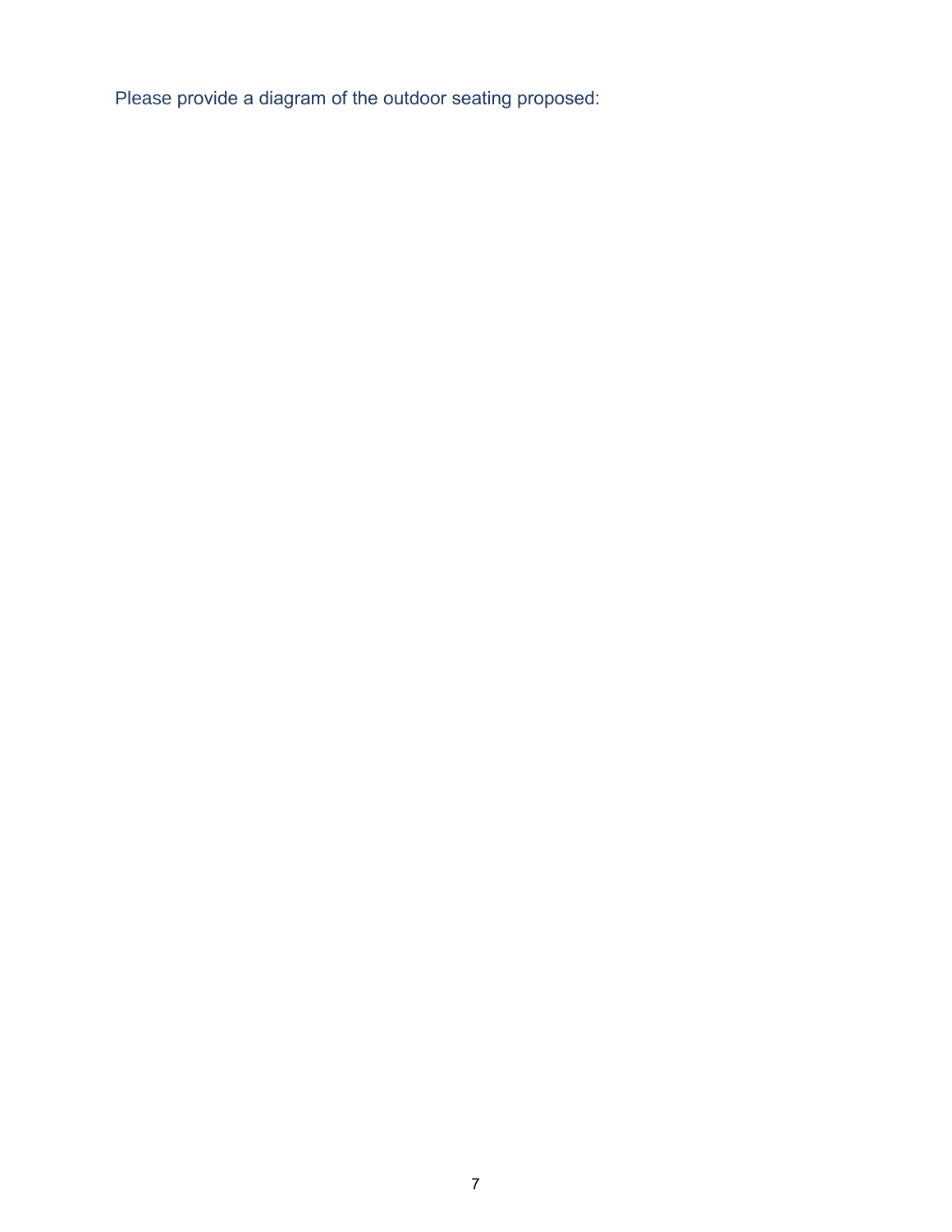Please provide a diagram of the outdoor seating proposed: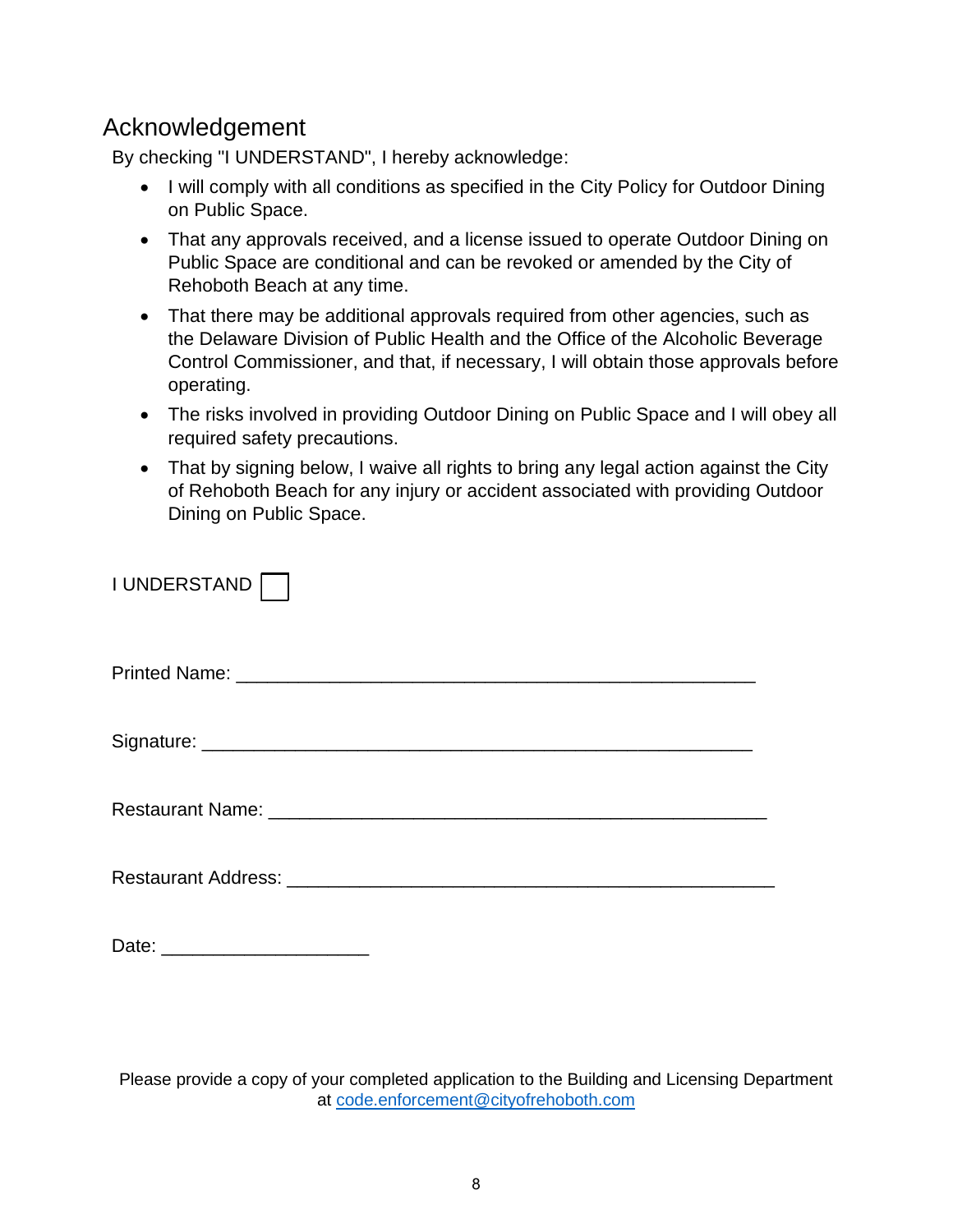## Acknowledgement

By checking "I UNDERSTAND", I hereby acknowledge:

- I will comply with all conditions as specified in the City Policy for Outdoor Dining on Public Space.
- That any approvals received, and a license issued to operate Outdoor Dining on Public Space are conditional and can be revoked or amended by the City of Rehoboth Beach at any time.
- That there may be additional approvals required from other agencies, such as the Delaware Division of Public Health and the Office of the Alcoholic Beverage Control Commissioner, and that, if necessary, I will obtain those approvals before operating.
- The risks involved in providing Outdoor Dining on Public Space and I will obey all required safety precautions.
- That by signing below, I waive all rights to bring any legal action against the City of Rehoboth Beach for any injury or accident associated with providing Outdoor Dining on Public Space.

I UNDERSTAND ☐

Printed Name: ___________________________________________________

Signature: ______________________________________________________

Restaurant Name: _______________________________________________

Restaurant Address: _____________________________________________

Date: ____________________

Please provide a copy of your completed application to the Building and Licensing Department at code.enforcement@cityofrehoboth.com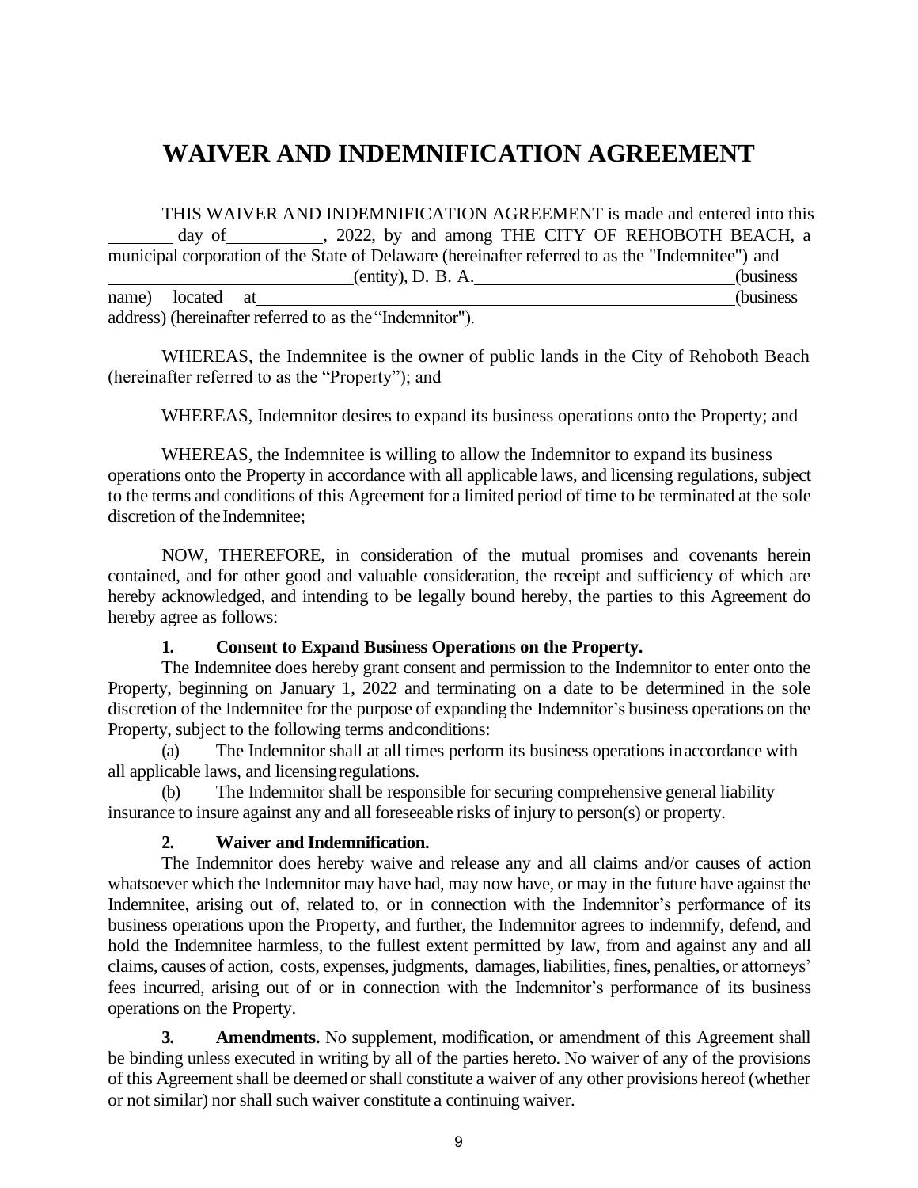# WAIVER AND INDEMNIFICATION AGREEMENT

THIS WAIVER AND INDEMNIFICATION AGREEMENT is made and entered into this _______ day of__________, 2022, by and among THE CITY OF REHOBOTH BEACH, a municipal corporation of the State of Delaware (hereinafter referred to as the "Indemnitee") and ___________________________(entity), D. B. A.____________________________(business name) located at__________________________________________________(business address) (hereinafter referred to as the "Indemnitor").

WHEREAS, the Indemnitee is the owner of public lands in the City of Rehoboth Beach (hereinafter referred to as the "Property"); and

WHEREAS, Indemnitor desires to expand its business operations onto the Property; and

WHEREAS, the Indemnitee is willing to allow the Indemnitor to expand its business operations onto the Property in accordance with all applicable laws, and licensing regulations, subject to the terms and conditions of this Agreement for a limited period of time to be terminated at the sole discretion of the Indemnitee;

NOW, THEREFORE, in consideration of the mutual promises and covenants herein contained, and for other good and valuable consideration, the receipt and sufficiency of which are hereby acknowledged, and intending to be legally bound hereby, the parties to this Agreement do hereby agree as follows:

**1. Consent to Expand Business Operations on the Property.**

The Indemnitee does hereby grant consent and permission to the Indemnitor to enter onto the Property, beginning on January 1, 2022 and terminating on a date to be determined in the sole discretion of the Indemnitee for the purpose of expanding the Indemnitor's business operations on the Property, subject to the following terms and conditions:

(a) The Indemnitor shall at all times perform its business operations in accordance with all applicable laws, and licensing regulations.

(b) The Indemnitor shall be responsible for securing comprehensive general liability insurance to insure against any and all foreseeable risks of injury to person(s) or property.

**2. Waiver and Indemnification.**

The Indemnitor does hereby waive and release any and all claims and/or causes of action whatsoever which the Indemnitor may have had, may now have, or may in the future have against the Indemnitee, arising out of, related to, or in connection with the Indemnitor's performance of its business operations upon the Property, and further, the Indemnitor agrees to indemnify, defend, and hold the Indemnitee harmless, to the fullest extent permitted by law, from and against any and all claims, causes of action, costs, expenses, judgments, damages, liabilities, fines, penalties, or attorneys' fees incurred, arising out of or in connection with the Indemnitor's performance of its business operations on the Property.

**3. Amendments.** No supplement, modification, or amendment of this Agreement shall be binding unless executed in writing by all of the parties hereto. No waiver of any of the provisions of this Agreement shall be deemed or shall constitute a waiver of any other provisions hereof (whether or not similar) nor shall such waiver constitute a continuing waiver.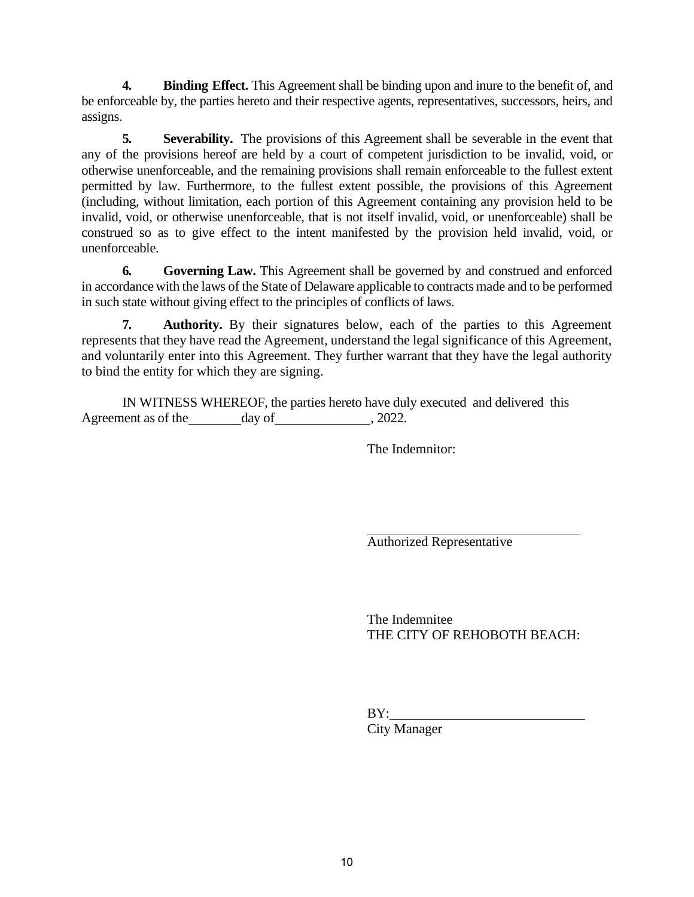**4. Binding Effect.** This Agreement shall be binding upon and inure to the benefit of, and be enforceable by, the parties hereto and their respective agents, representatives, successors, heirs, and assigns.

**5. Severability.** The provisions of this Agreement shall be severable in the event that any of the provisions hereof are held by a court of competent jurisdiction to be invalid, void, or otherwise unenforceable, and the remaining provisions shall remain enforceable to the fullest extent permitted by law. Furthermore, to the fullest extent possible, the provisions of this Agreement (including, without limitation, each portion of this Agreement containing any provision held to be invalid, void, or otherwise unenforceable, that is not itself invalid, void, or unenforceable) shall be construed so as to give effect to the intent manifested by the provision held invalid, void, or unenforceable.

**6. Governing Law.** This Agreement shall be governed by and construed and enforced in accordance with the laws of the State of Delaware applicable to contracts made and to be performed in such state without giving effect to the principles of conflicts of laws.

**7. Authority.** By their signatures below, each of the parties to this Agreement represents that they have read the Agreement, understand the legal significance of this Agreement, and voluntarily enter into this Agreement. They further warrant that they have the legal authority to bind the entity for which they are signing.

IN WITNESS WHEREOF, the parties hereto have duly executed and delivered this Agreement as of the ________ day of ______________, 2022.

The Indemnitor:

________________________________
Authorized Representative

The Indemnitee
THE CITY OF REHOBOTH BEACH:

BY: ____________________________
City Manager